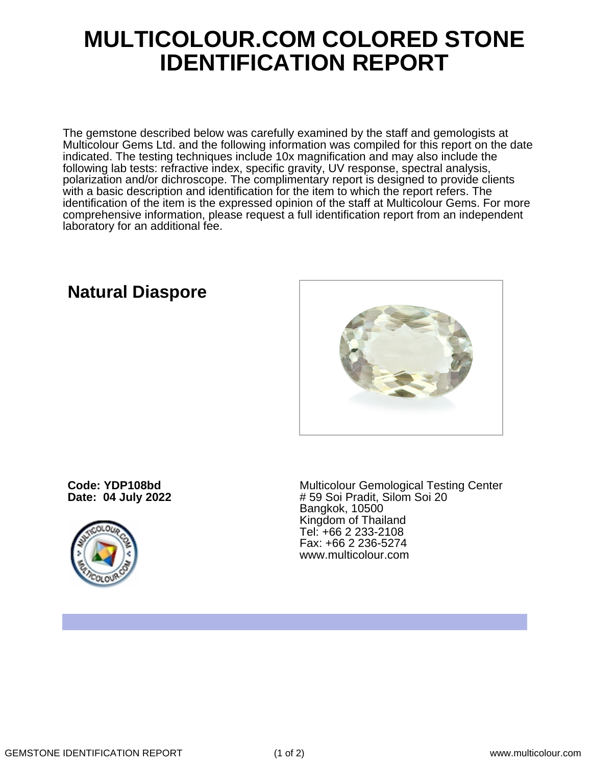# MULTICOLOUR.COM COLORED STONE IDENTIFICATION REPORT

The gemstone described below was carefully examined by the staff and gemologists at Multicolour Gems Ltd. and the following information was compiled for this report on the date indicated. The testing techniques include 10x magnification and may also include the following lab tests: refractive index, specific gravity, UV response, spectral analysis, polarization and/or dichroscope. The complimentary report is designed to provide clients with a basic description and identification for the item to which the report refers. The identification of the item is the expressed opinion of the staff at Multicolour Gems. For more comprehensive information, please request a full identification report from an independent laboratory for an additional fee.

## Natural Diaspore

**Code: YDP108bd**
**Date: 04 July 2022**

Multicolour Gemological Testing Center
# 59 Soi Pradit, Silom Soi 20
Bangkok, 10500
Kingdom of Thailand
Tel: +66 2 233-2108
Fax: +66 2 236-5274
www.multicolour.com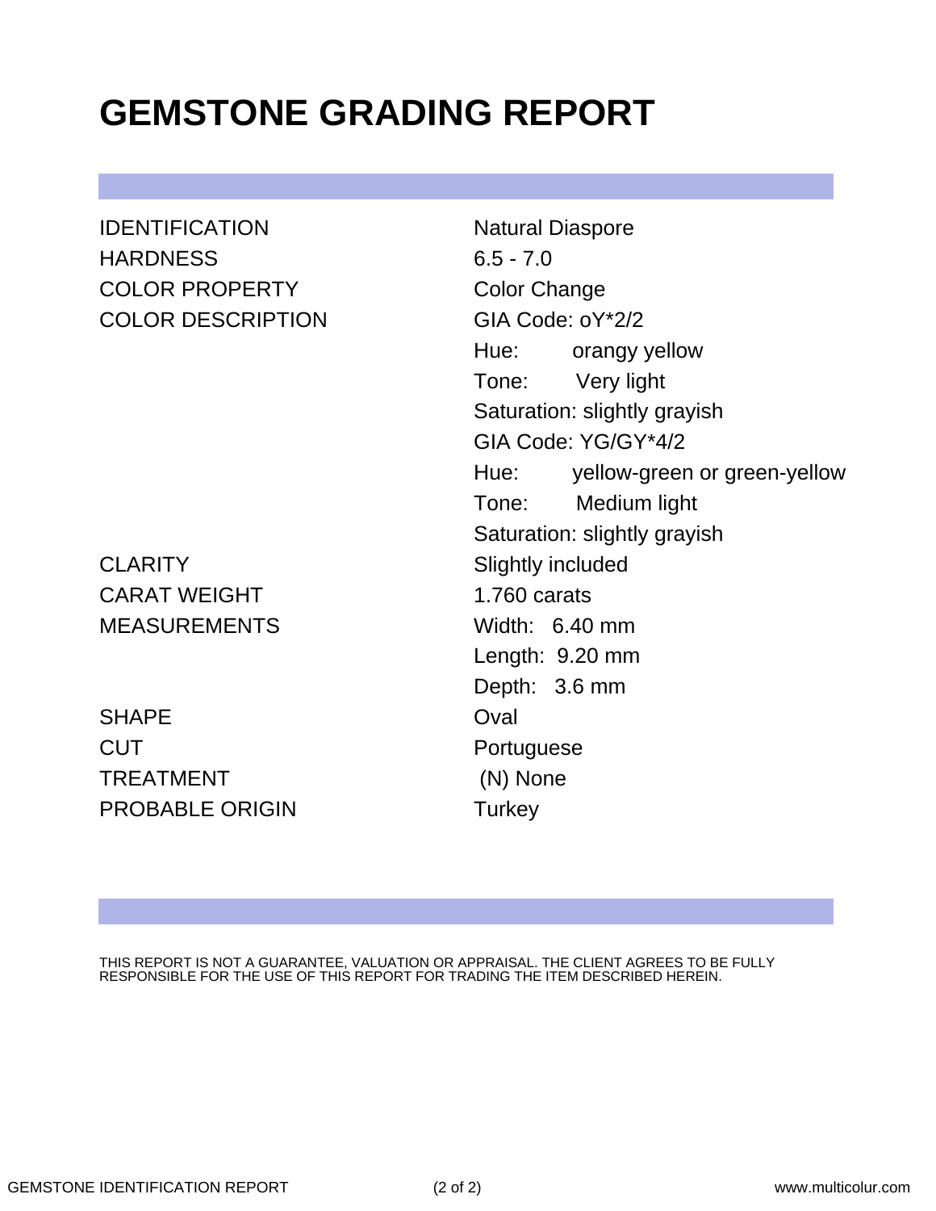# GEMSTONE GRADING REPORT

| | |
|---|---|
| IDENTIFICATION | Natural Diaspore |
| HARDNESS | 6.5 - 7.0 |
| COLOR PROPERTY | Color Change |
| COLOR DESCRIPTION | GIA Code: oY*2/2 |
| | Hue: orangy yellow |
| | Tone: Very light |
| | Saturation: slightly grayish |
| | GIA Code: YG/GY*4/2 |
| | Hue: yellow-green or green-yellow |
| | Tone: Medium light |
| | Saturation: slightly grayish |
| CLARITY | Slightly included |
| CARAT WEIGHT | 1.760 carats |
| MEASUREMENTS | Width: 6.40 mm |
| | Length: 9.20 mm |
| | Depth: 3.6 mm |
| SHAPE | Oval |
| CUT | Portuguese |
| TREATMENT | (N) None |
| PROBABLE ORIGIN | Turkey |

THIS REPORT IS NOT A GUARANTEE, VALUATION OR APPRAISAL. THE CLIENT AGREES TO BE FULLY RESPONSIBLE FOR THE USE OF THIS REPORT FOR TRADING THE ITEM DESCRIBED HEREIN.